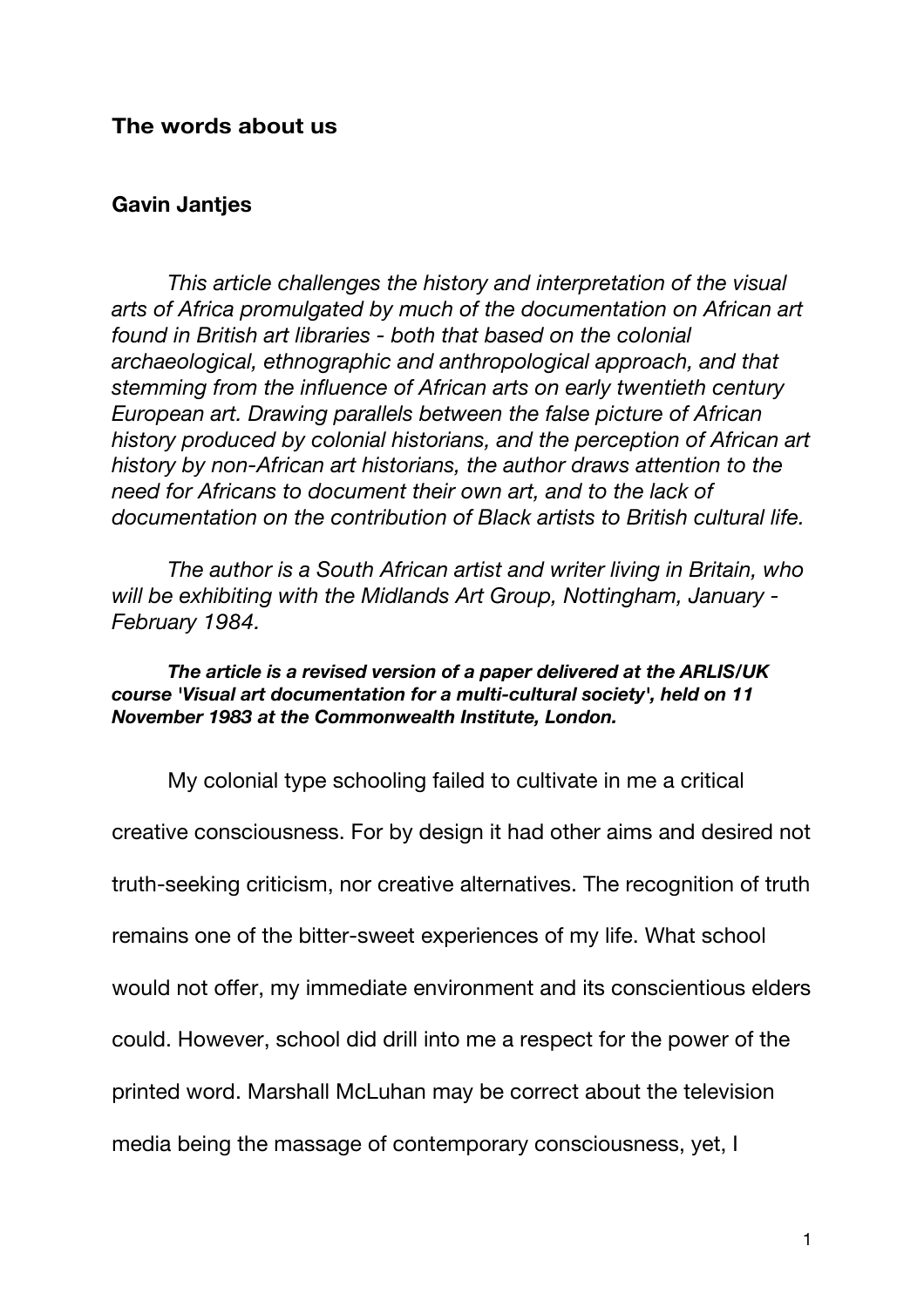# The words about us

## Gavin Jantjes

*This article challenges the history and interpretation of the visual arts of Africa promulgated by much of the documentation on African art found in British art libraries - both that based on the colonial archaeological, ethnographic and anthropological approach, and that stemming from the influence of African arts on early twentieth century European art. Drawing parallels between the false picture of African history produced by colonial historians, and the perception of African art history by non-African art historians, the author draws attention to the need for Africans to document their own art, and to the lack of documentation on the contribution of Black artists to British cultural life.*

*The author is a South African artist and writer living in Britain, who will be exhibiting with the Midlands Art Group, Nottingham, January - February 1984.*

***The article is a revised version of a paper delivered at the ARLIS/UK course 'Visual art documentation for a multi-cultural society', held on 11 November 1983 at the Commonwealth Institute, London.***

My colonial type schooling failed to cultivate in me a critical creative consciousness. For by design it had other aims and desired not truth-seeking criticism, nor creative alternatives. The recognition of truth remains one of the bitter-sweet experiences of my life. What school would not offer, my immediate environment and its conscientious elders could. However, school did drill into me a respect for the power of the printed word. Marshall McLuhan may be correct about the television media being the massage of contemporary consciousness, yet, I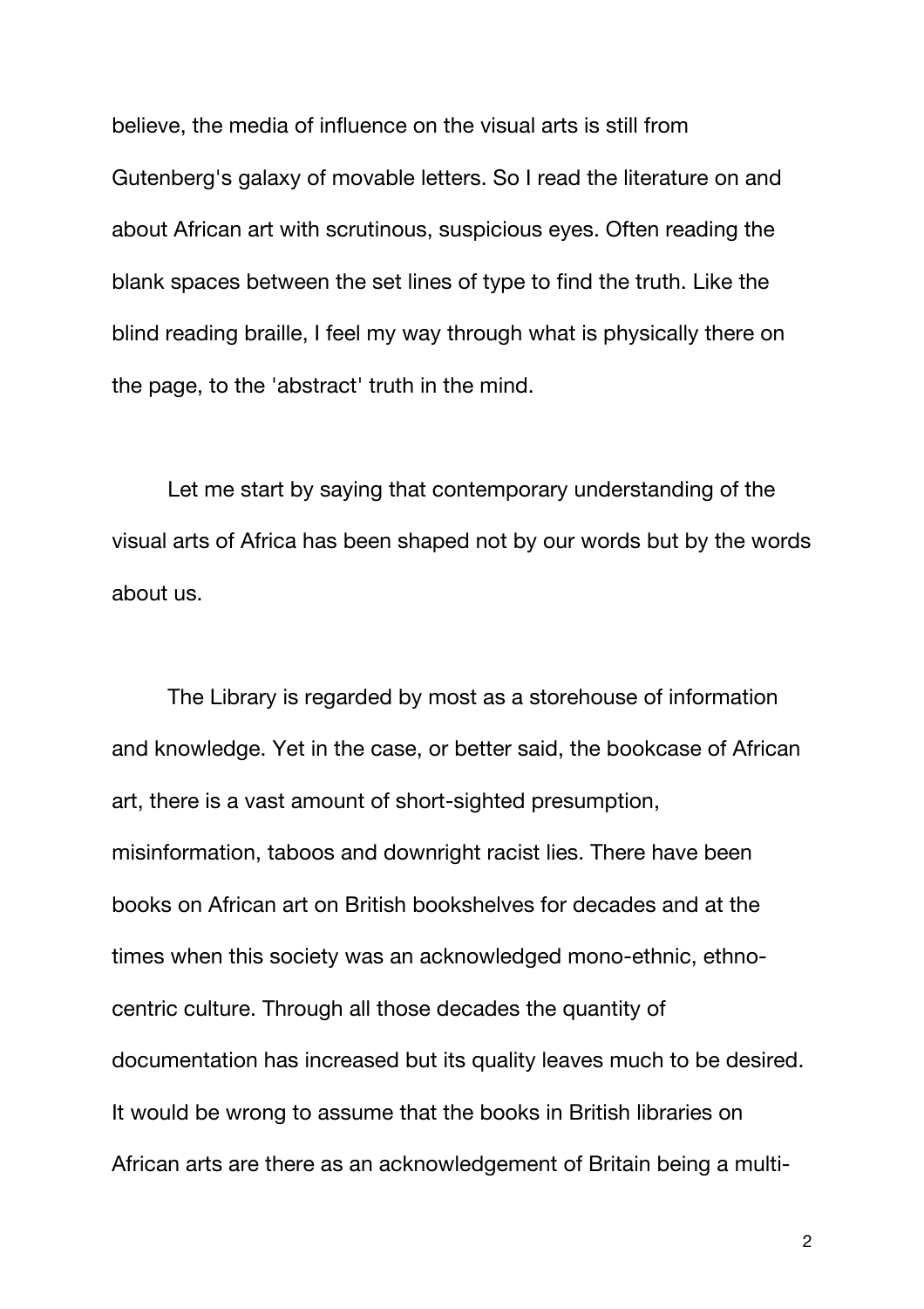believe, the media of influence on the visual arts is still from Gutenberg's galaxy of movable letters. So I read the literature on and about African art with scrutinous, suspicious eyes. Often reading the blank spaces between the set lines of type to find the truth. Like the blind reading braille, I feel my way through what is physically there on the page, to the 'abstract' truth in the mind.

Let me start by saying that contemporary understanding of the visual arts of Africa has been shaped not by our words but by the words about us.

The Library is regarded by most as a storehouse of information and knowledge. Yet in the case, or better said, the bookcase of African art, there is a vast amount of short-sighted presumption, misinformation, taboos and downright racist lies. There have been books on African art on British bookshelves for decades and at the times when this society was an acknowledged mono-ethnic, ethno-centric culture. Through all those decades the quantity of documentation has increased but its quality leaves much to be desired. It would be wrong to assume that the books in British libraries on African arts are there as an acknowledgement of Britain being a multi-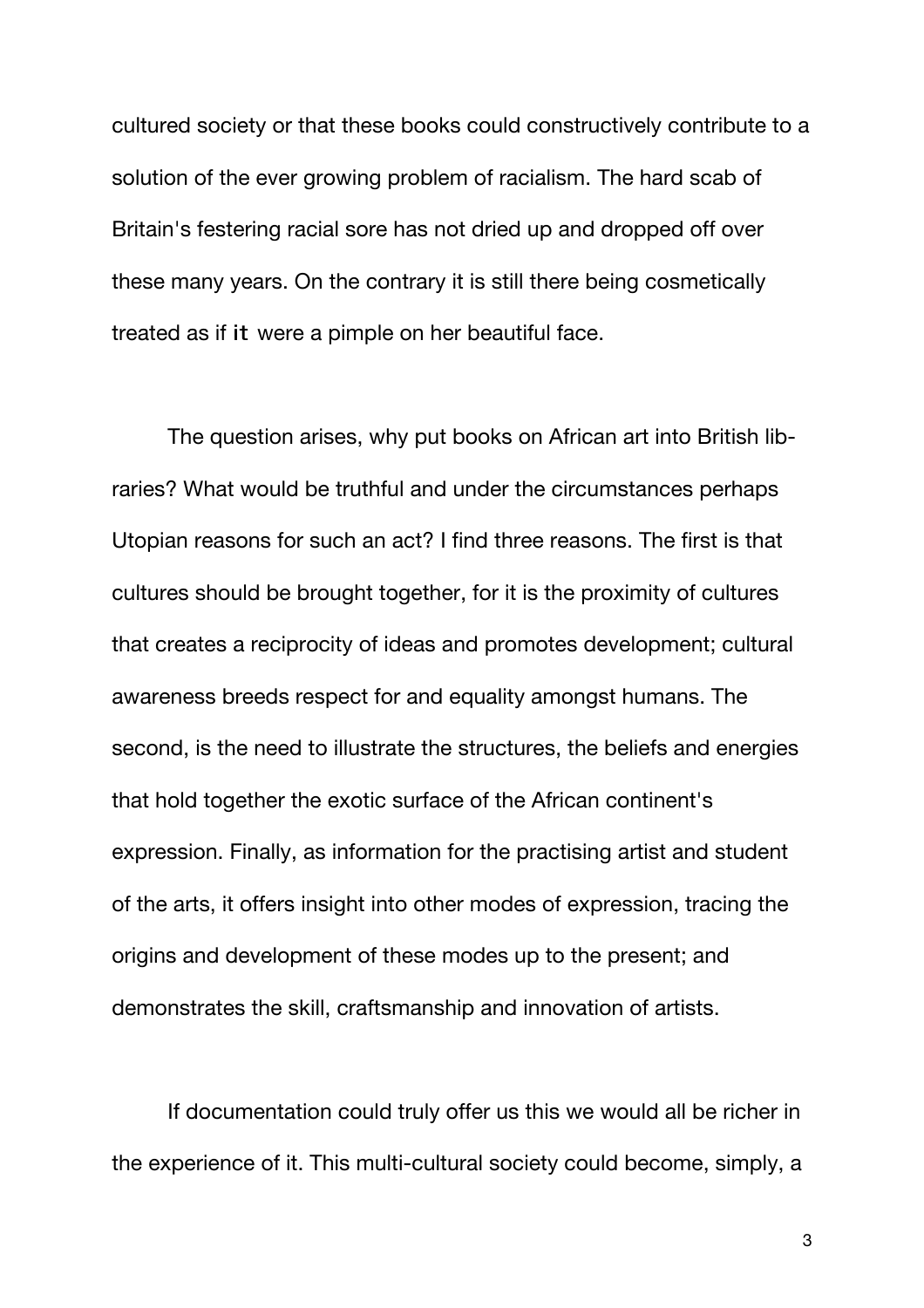cultured society or that these books could constructively contribute to a solution of the ever growing problem of racialism. The hard scab of Britain's festering racial sore has not dried up and dropped off over these many years. On the contrary it is still there being cosmetically treated as if it were a pimple on her beautiful face.

The question arises, why put books on African art into British libraries? What would be truthful and under the circumstances perhaps Utopian reasons for such an act? I find three reasons. The first is that cultures should be brought together, for it is the proximity of cultures that creates a reciprocity of ideas and promotes development; cultural awareness breeds respect for and equality amongst humans. The second, is the need to illustrate the structures, the beliefs and energies that hold together the exotic surface of the African continent's expression. Finally, as information for the practising artist and student of the arts, it offers insight into other modes of expression, tracing the origins and development of these modes up to the present; and demonstrates the skill, craftsmanship and innovation of artists.

If documentation could truly offer us this we would all be richer in the experience of it. This multi-cultural society could become, simply, a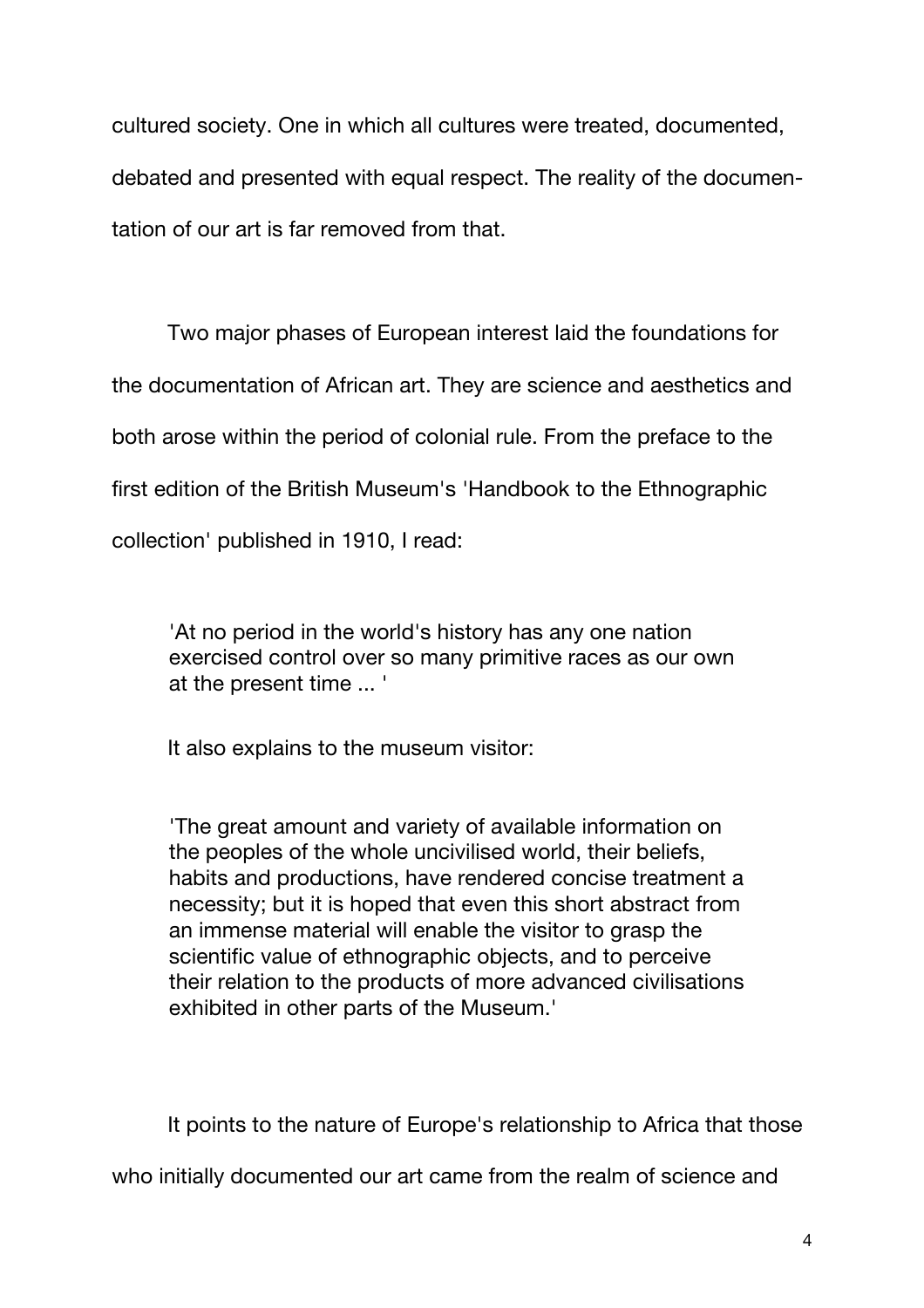cultured society. One in which all cultures were treated, documented, debated and presented with equal respect. The reality of the documentation of our art is far removed from that.

Two major phases of European interest laid the foundations for the documentation of African art. They are science and aesthetics and both arose within the period of colonial rule. From the preface to the first edition of the British Museum's 'Handbook to the Ethnographic collection' published in 1910, I read:

> 'At no period in the world's history has any one nation exercised control over so many primitive races as our own at the present time ... '

It also explains to the museum visitor:

> 'The great amount and variety of available information on the peoples of the whole uncivilised world, their beliefs, habits and productions, have rendered concise treatment a necessity; but it is hoped that even this short abstract from an immense material will enable the visitor to grasp the scientific value of ethnographic objects, and to perceive their relation to the products of more advanced civilisations exhibited in other parts of the Museum.'

It points to the nature of Europe's relationship to Africa that those who initially documented our art came from the realm of science and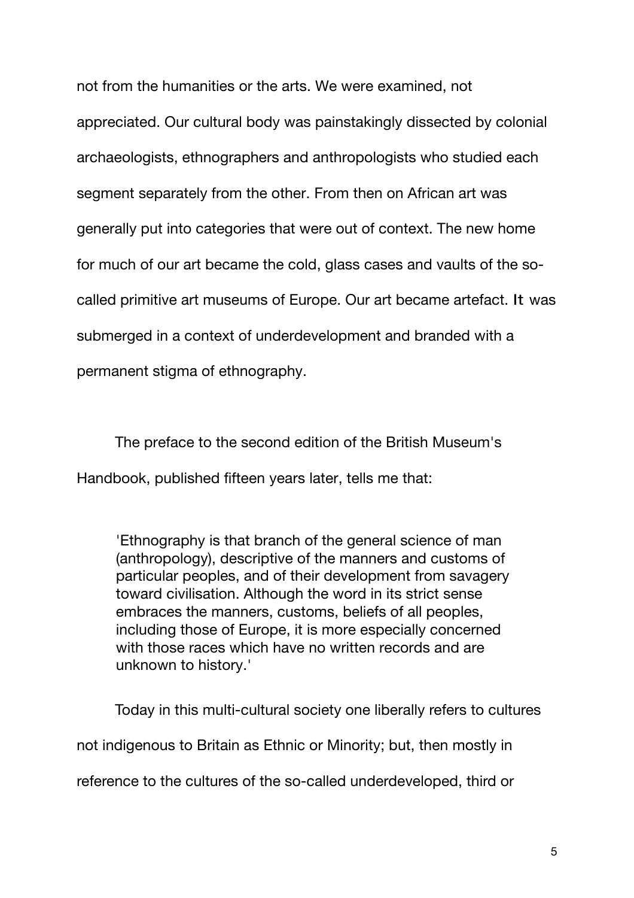not from the humanities or the arts. We were examined, not appreciated. Our cultural body was painstakingly dissected by colonial archaeologists, ethnographers and anthropologists who studied each segment separately from the other. From then on African art was generally put into categories that were out of context. The new home for much of our art became the cold, glass cases and vaults of the so-called primitive art museums of Europe. Our art became artefact. It was submerged in a context of underdevelopment and branded with a permanent stigma of ethnography.

The preface to the second edition of the British Museum's Handbook, published fifteen years later, tells me that:

> 'Ethnography is that branch of the general science of man (anthropology), descriptive of the manners and customs of particular peoples, and of their development from savagery toward civilisation. Although the word in its strict sense embraces the manners, customs, beliefs of all peoples, including those of Europe, it is more especially concerned with those races which have no written records and are unknown to history.'

Today in this multi-cultural society one liberally refers to cultures not indigenous to Britain as Ethnic or Minority; but, then mostly in reference to the cultures of the so-called underdeveloped, third or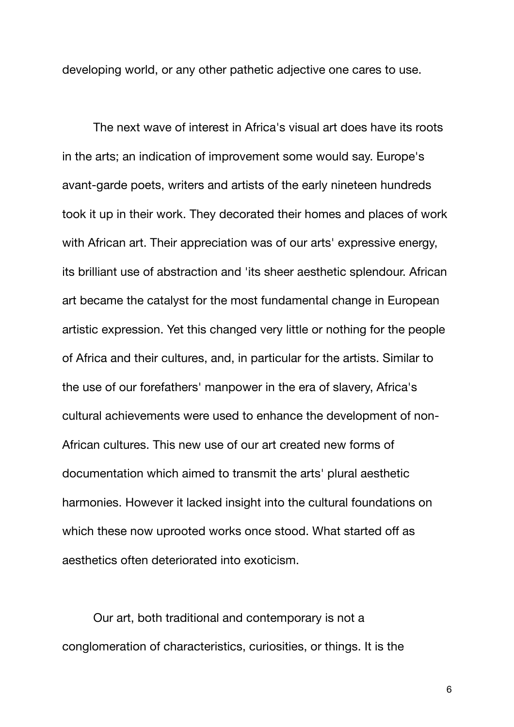developing world, or any other pathetic adjective one cares to use.

The next wave of interest in Africa's visual art does have its roots in the arts; an indication of improvement some would say. Europe's avant-garde poets, writers and artists of the early nineteen hundreds took it up in their work. They decorated their homes and places of work with African art. Their appreciation was of our arts' expressive energy, its brilliant use of abstraction and 'its sheer aesthetic splendour. African art became the catalyst for the most fundamental change in European artistic expression. Yet this changed very little or nothing for the people of Africa and their cultures, and, in particular for the artists. Similar to the use of our forefathers' manpower in the era of slavery, Africa's cultural achievements were used to enhance the development of non-African cultures. This new use of our art created new forms of documentation which aimed to transmit the arts' plural aesthetic harmonies. However it lacked insight into the cultural foundations on which these now uprooted works once stood. What started off as aesthetics often deteriorated into exoticism.

Our art, both traditional and contemporary is not a conglomeration of characteristics, curiosities, or things. It is the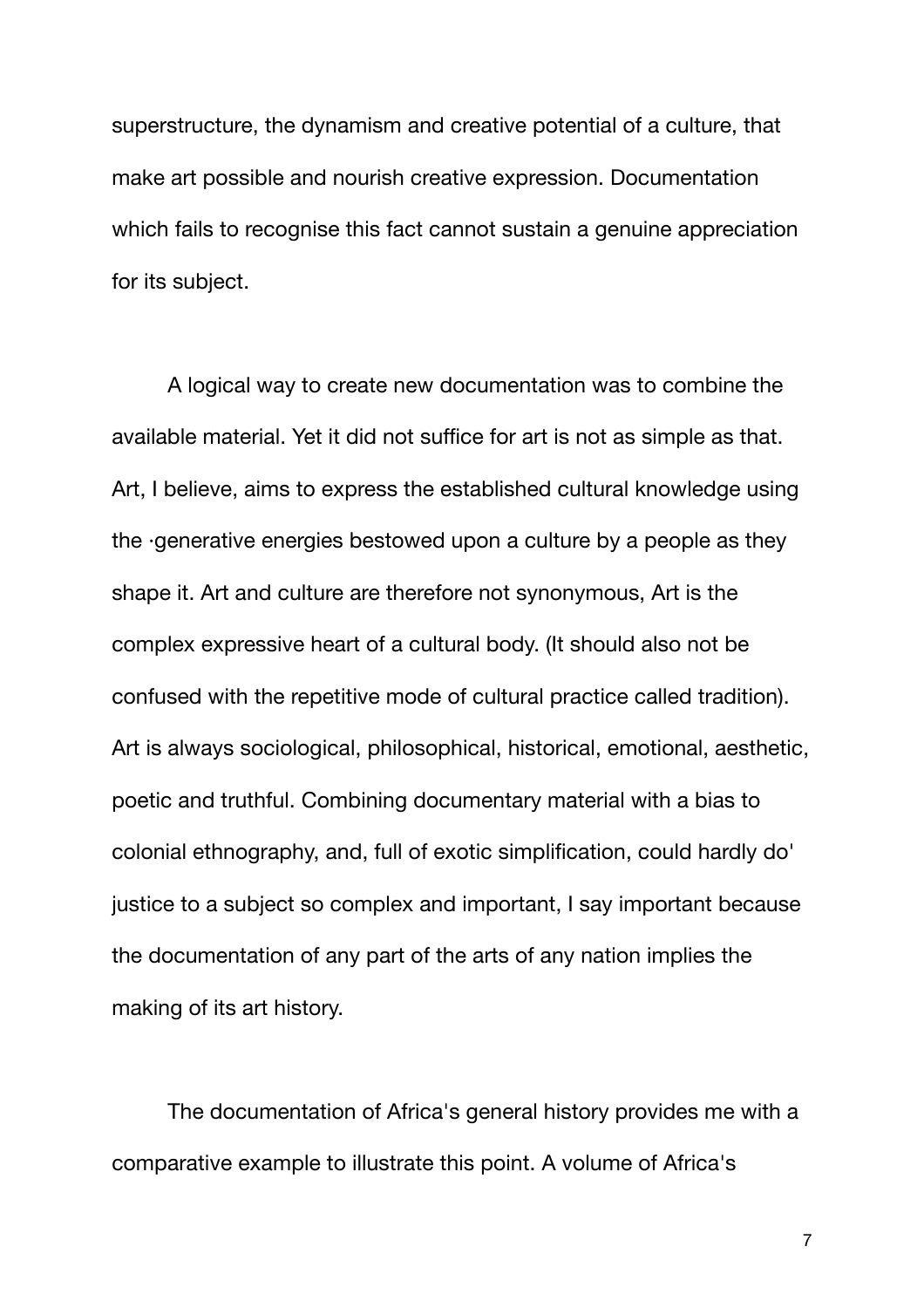superstructure, the dynamism and creative potential of a culture, that make art possible and nourish creative expression. Documentation which fails to recognise this fact cannot sustain a genuine appreciation for its subject.

A logical way to create new documentation was to combine the available material. Yet it did not suffice for art is not as simple as that. Art, I believe, aims to express the established cultural knowledge using the ·generative energies bestowed upon a culture by a people as they shape it. Art and culture are therefore not synonymous, Art is the complex expressive heart of a cultural body. (It should also not be confused with the repetitive mode of cultural practice called tradition). Art is always sociological, philosophical, historical, emotional, aesthetic, poetic and truthful. Combining documentary material with a bias to colonial ethnography, and, full of exotic simplification, could hardly do' justice to a subject so complex and important, I say important because the documentation of any part of the arts of any nation implies the making of its art history.

The documentation of Africa's general history provides me with a comparative example to illustrate this point. A volume of Africa's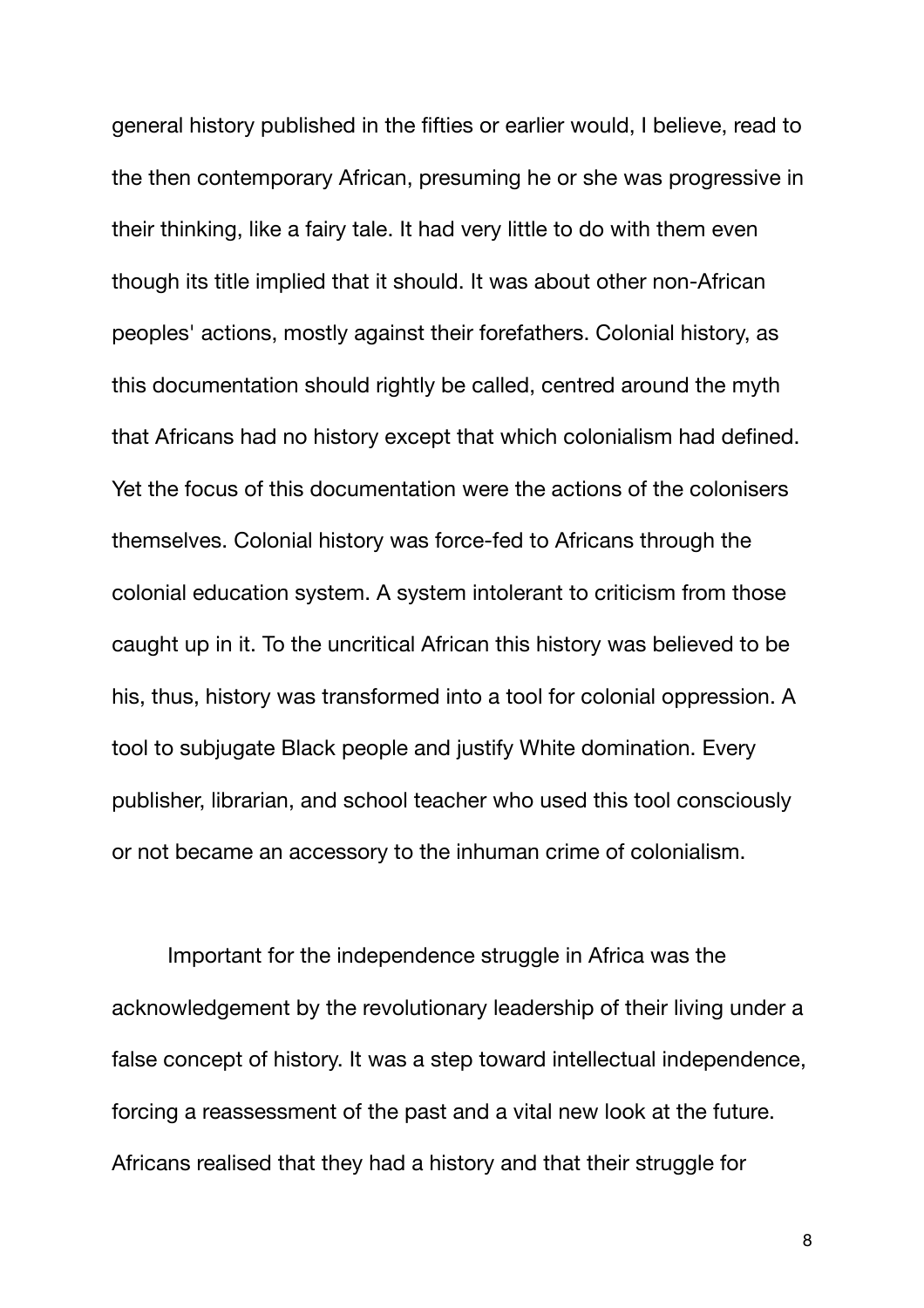general history published in the fifties or earlier would, I believe, read to the then contemporary African, presuming he or she was progressive in their thinking, like a fairy tale. It had very little to do with them even though its title implied that it should. It was about other non-African peoples' actions, mostly against their forefathers. Colonial history, as this documentation should rightly be called, centred around the myth that Africans had no history except that which colonialism had defined. Yet the focus of this documentation were the actions of the colonisers themselves. Colonial history was force-fed to Africans through the colonial education system. A system intolerant to criticism from those caught up in it. To the uncritical African this history was believed to be his, thus, history was transformed into a tool for colonial oppression. A tool to subjugate Black people and justify White domination. Every publisher, librarian, and school teacher who used this tool consciously or not became an accessory to the inhuman crime of colonialism.

Important for the independence struggle in Africa was the acknowledgement by the revolutionary leadership of their living under a false concept of history. It was a step toward intellectual independence, forcing a reassessment of the past and a vital new look at the future. Africans realised that they had a history and that their struggle for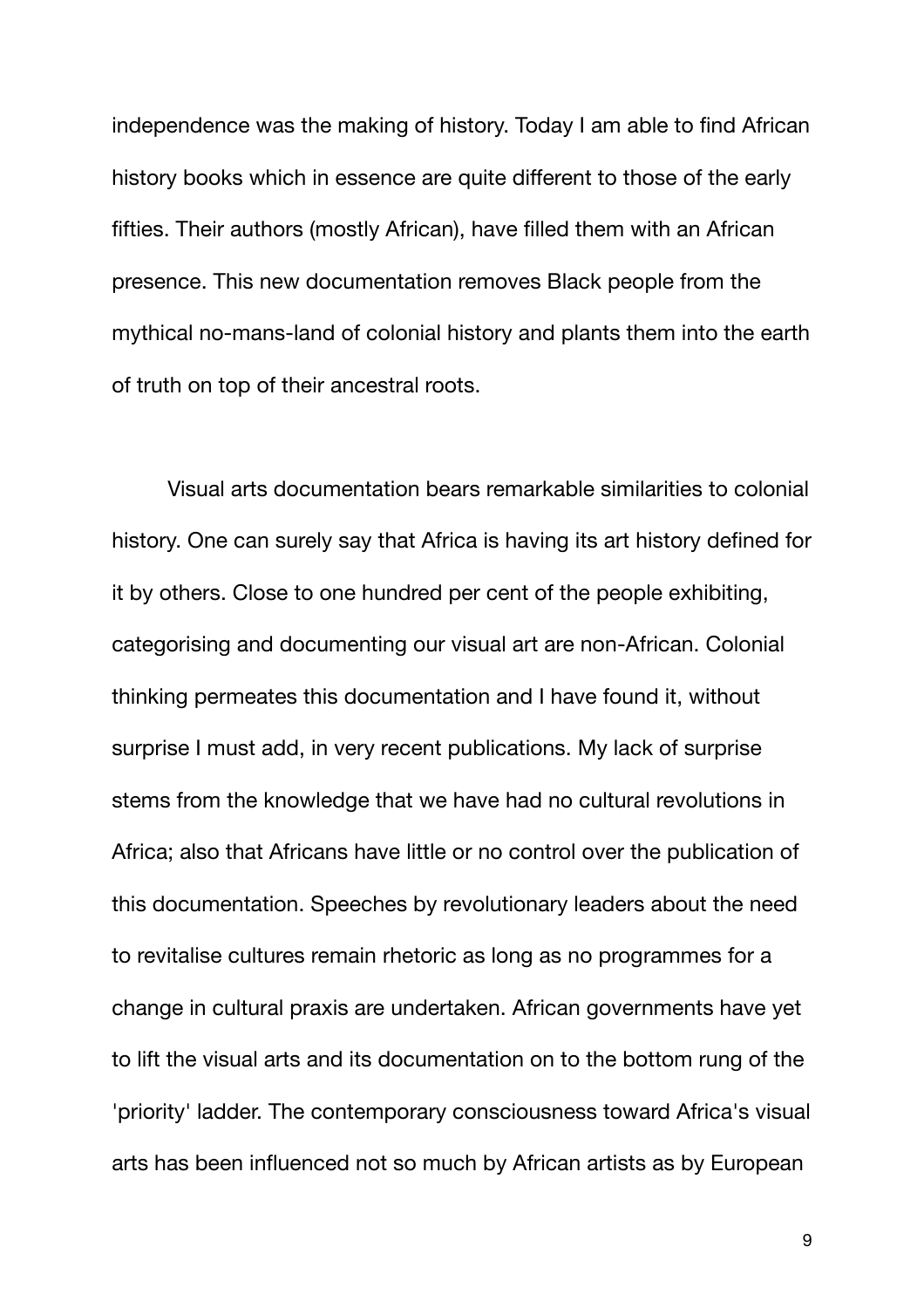independence was the making of history. Today I am able to find African history books which in essence are quite different to those of the early fifties. Their authors (mostly African), have filled them with an African presence. This new documentation removes Black people from the mythical no-mans-land of colonial history and plants them into the earth of truth on top of their ancestral roots.

Visual arts documentation bears remarkable similarities to colonial history. One can surely say that Africa is having its art history defined for it by others. Close to one hundred per cent of the people exhibiting, categorising and documenting our visual art are non-African. Colonial thinking permeates this documentation and I have found it, without surprise I must add, in very recent publications. My lack of surprise stems from the knowledge that we have had no cultural revolutions in Africa; also that Africans have little or no control over the publication of this documentation. Speeches by revolutionary leaders about the need to revitalise cultures remain rhetoric as long as no programmes for a change in cultural praxis are undertaken. African governments have yet to lift the visual arts and its documentation on to the bottom rung of the 'priority' ladder. The contemporary consciousness toward Africa's visual arts has been influenced not so much by African artists as by European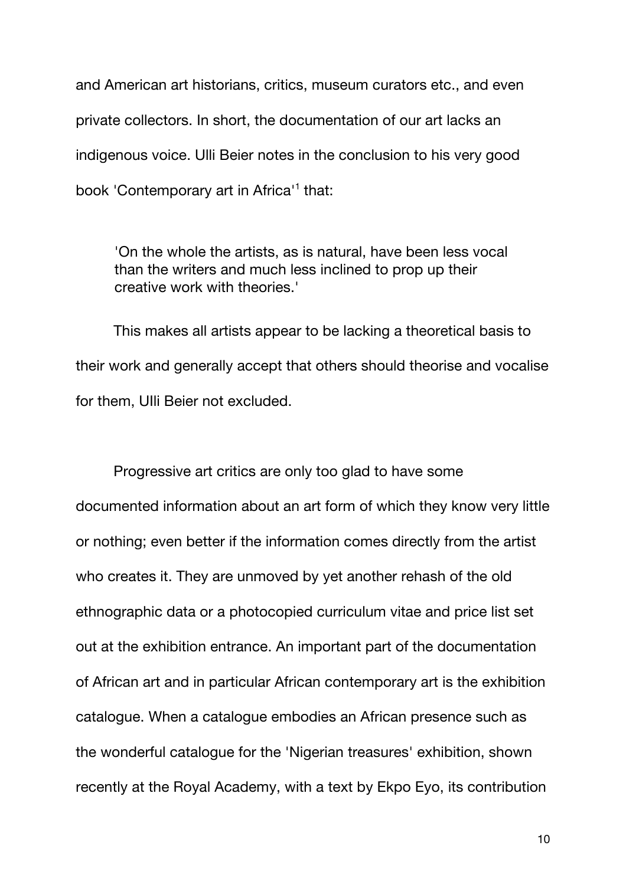and American art historians, critics, museum curators etc., and even private collectors. In short, the documentation of our art lacks an indigenous voice. Ulli Beier notes in the conclusion to his very good book 'Contemporary art in Africa'[1] that:

> 'On the whole the artists, as is natural, have been less vocal than the writers and much less inclined to prop up their creative work with theories.'

This makes all artists appear to be lacking a theoretical basis to their work and generally accept that others should theorise and vocalise for them, Ulli Beier not excluded.

Progressive art critics are only too glad to have some documented information about an art form of which they know very little or nothing; even better if the information comes directly from the artist who creates it. They are unmoved by yet another rehash of the old ethnographic data or a photocopied curriculum vitae and price list set out at the exhibition entrance. An important part of the documentation of African art and in particular African contemporary art is the exhibition catalogue. When a catalogue embodies an African presence such as the wonderful catalogue for the 'Nigerian treasures' exhibition, shown recently at the Royal Academy, with a text by Ekpo Eyo, its contribution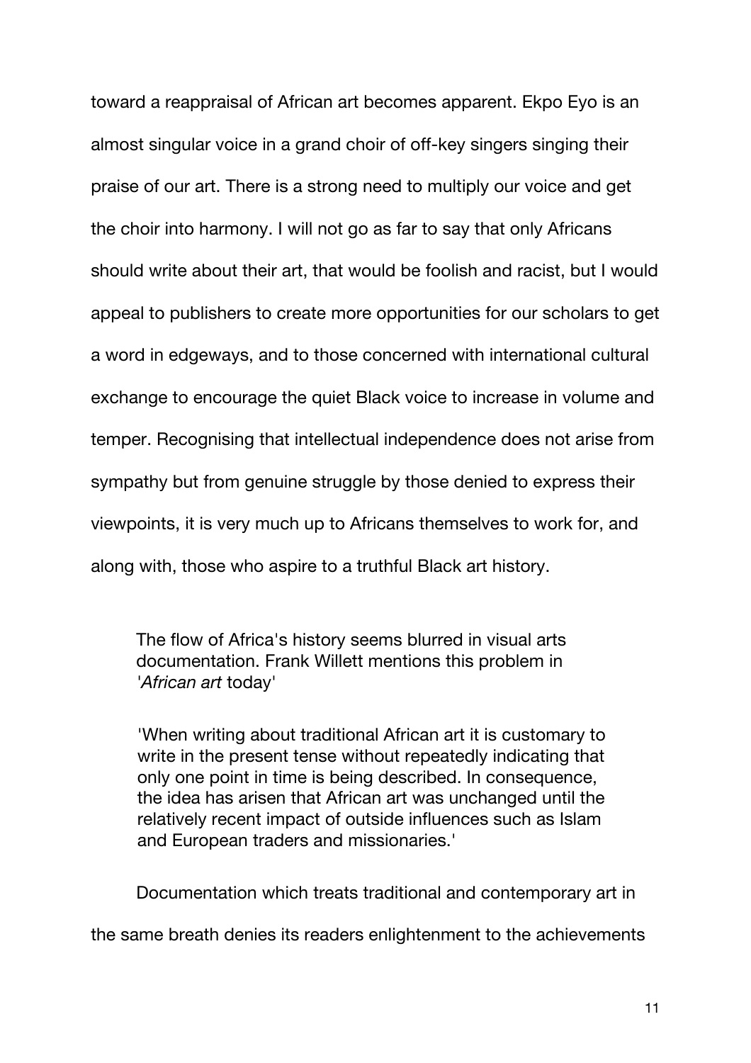toward a reappraisal of African art becomes apparent. Ekpo Eyo is an almost singular voice in a grand choir of off-key singers singing their praise of our art. There is a strong need to multiply our voice and get the choir into harmony. I will not go as far to say that only Africans should write about their art, that would be foolish and racist, but I would appeal to publishers to create more opportunities for our scholars to get a word in edgeways, and to those concerned with international cultural exchange to encourage the quiet Black voice to increase in volume and temper. Recognising that intellectual independence does not arise from sympathy but from genuine struggle by those denied to express their viewpoints, it is very much up to Africans themselves to work for, and along with, those who aspire to a truthful Black art history.

> The flow of Africa's history seems blurred in visual arts documentation. Frank Willett mentions this problem in '*African art* today'
>
> 'When writing about traditional African art it is customary to write in the present tense without repeatedly indicating that only one point in time is being described. In consequence, the idea has arisen that African art was unchanged until the relatively recent impact of outside influences such as Islam and European traders and missionaries.'

Documentation which treats traditional and contemporary art in the same breath denies its readers enlightenment to the achievements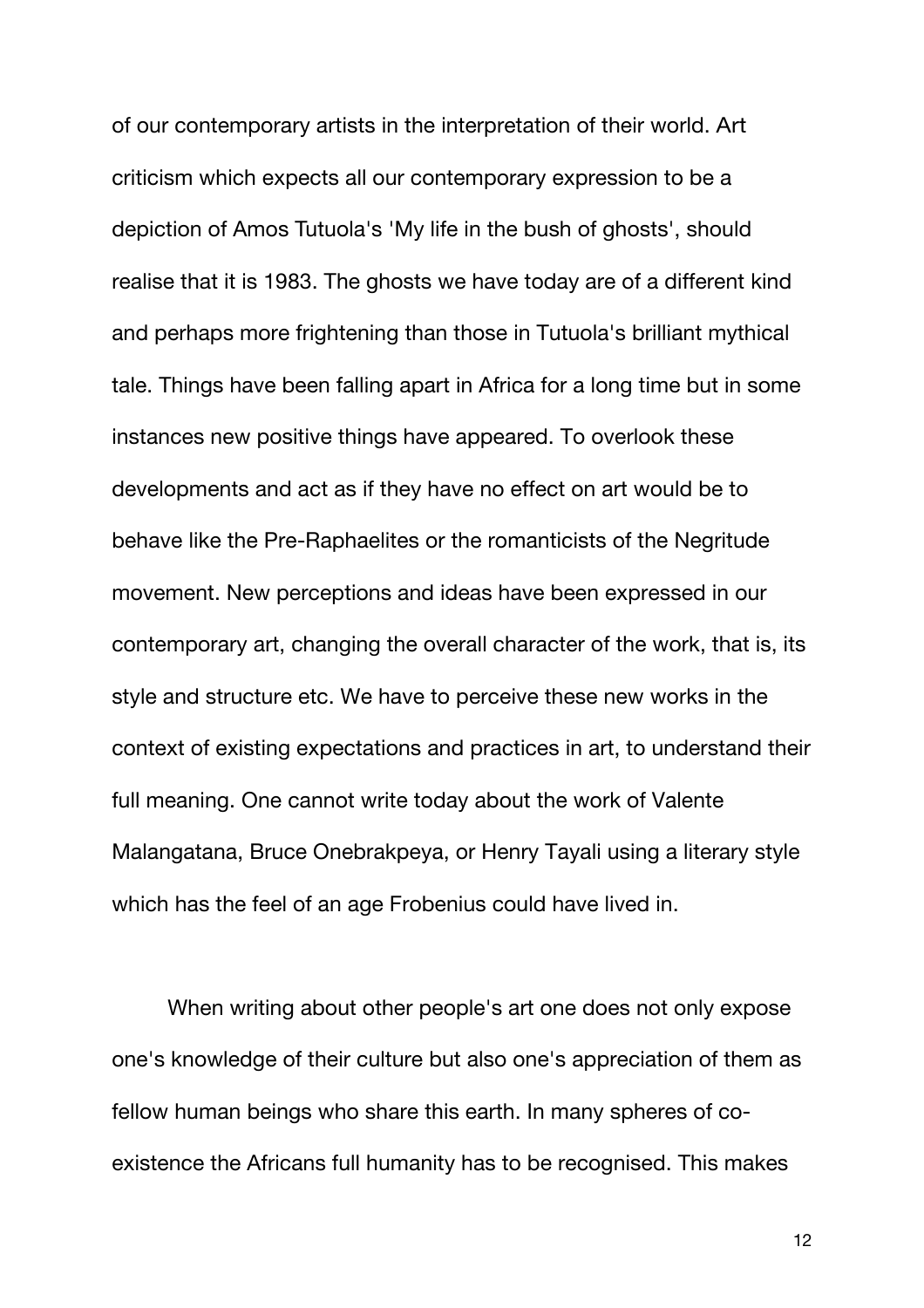of our contemporary artists in the interpretation of their world. Art criticism which expects all our contemporary expression to be a depiction of Amos Tutuola's 'My life in the bush of ghosts', should realise that it is 1983. The ghosts we have today are of a different kind and perhaps more frightening than those in Tutuola's brilliant mythical tale. Things have been falling apart in Africa for a long time but in some instances new positive things have appeared. To overlook these developments and act as if they have no effect on art would be to behave like the Pre-Raphaelites or the romanticists of the Negritude movement. New perceptions and ideas have been expressed in our contemporary art, changing the overall character of the work, that is, its style and structure etc. We have to perceive these new works in the context of existing expectations and practices in art, to understand their full meaning. One cannot write today about the work of Valente Malangatana, Bruce Onebrakpeya, or Henry Tayali using a literary style which has the feel of an age Frobenius could have lived in.

When writing about other people's art one does not only expose one's knowledge of their culture but also one's appreciation of them as fellow human beings who share this earth. In many spheres of co-existence the Africans full humanity has to be recognised. This makes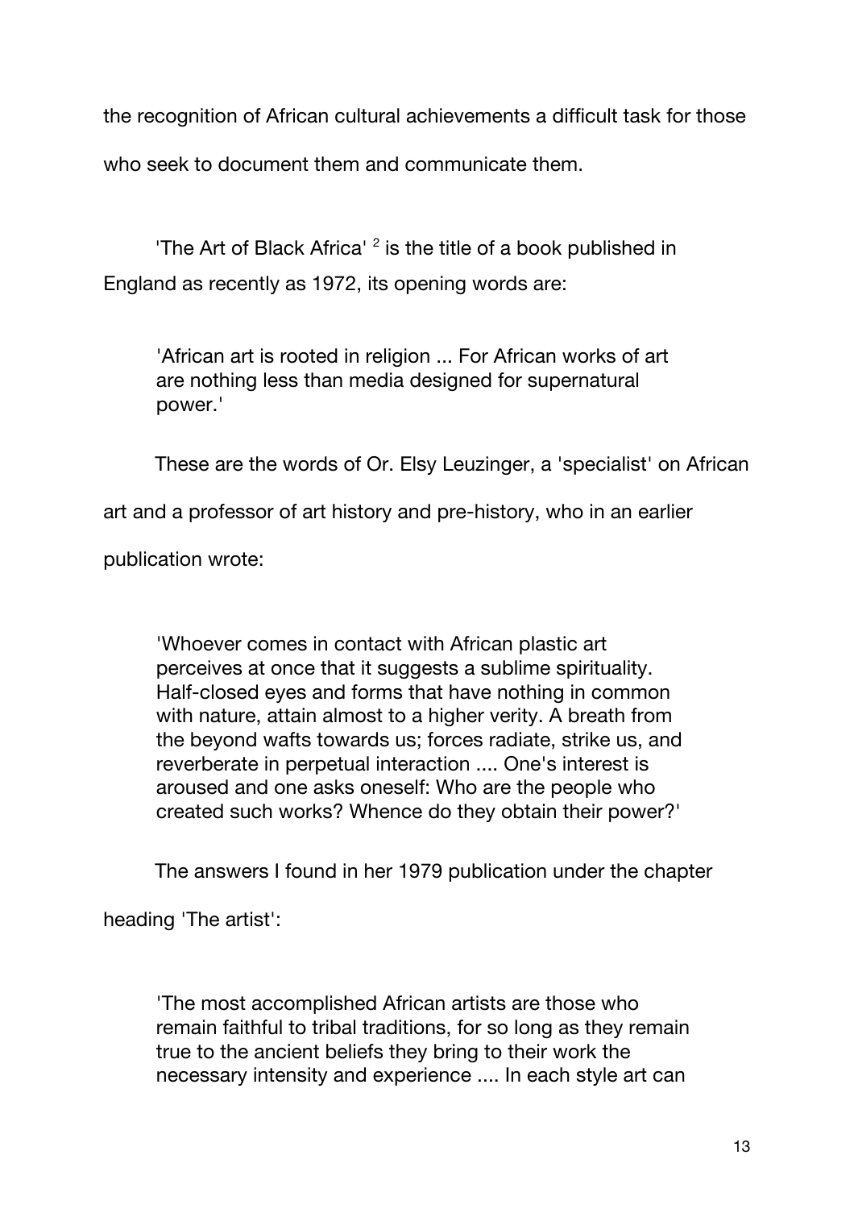the recognition of African cultural achievements a difficult task for those who seek to document them and communicate them.

'The Art of Black Africa' [2] is the title of a book published in England as recently as 1972, its opening words are:

> 'African art is rooted in religion ... For African works of art are nothing less than media designed for supernatural power.'

These are the words of Or. Elsy Leuzinger, a 'specialist' on African art and a professor of art history and pre-history, who in an earlier publication wrote:

> 'Whoever comes in contact with African plastic art perceives at once that it suggests a sublime spirituality. Half-closed eyes and forms that have nothing in common with nature, attain almost to a higher verity. A breath from the beyond wafts towards us; forces radiate, strike us, and reverberate in perpetual interaction .... One's interest is aroused and one asks oneself: Who are the people who created such works? Whence do they obtain their power?'

The answers I found in her 1979 publication under the chapter heading 'The artist':

> 'The most accomplished African artists are those who remain faithful to tribal traditions, for so long as they remain true to the ancient beliefs they bring to their work the necessary intensity and experience .... In each style art can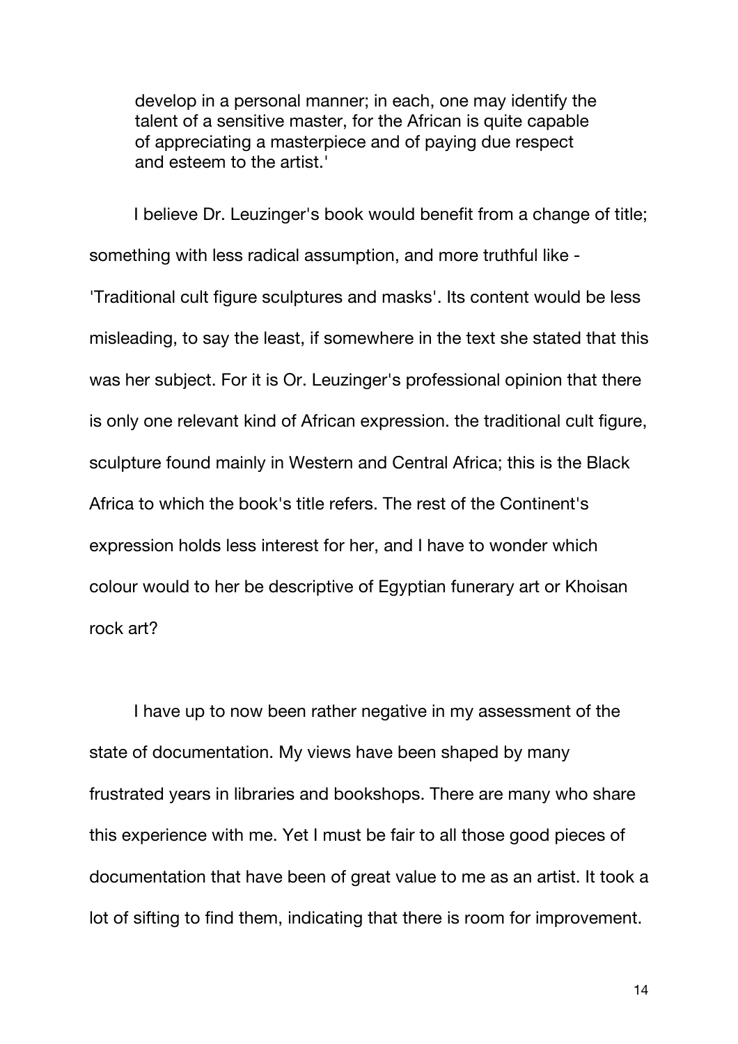> develop in a personal manner; in each, one may identify the talent of a sensitive master, for the African is quite capable of appreciating a masterpiece and of paying due respect and esteem to the artist.'

I believe Dr. Leuzinger's book would benefit from a change of title; something with less radical assumption, and more truthful like - 'Traditional cult figure sculptures and masks'. Its content would be less misleading, to say the least, if somewhere in the text she stated that this was her subject. For it is Or. Leuzinger's professional opinion that there is only one relevant kind of African expression. the traditional cult figure, sculpture found mainly in Western and Central Africa; this is the Black Africa to which the book's title refers. The rest of the Continent's expression holds less interest for her, and I have to wonder which colour would to her be descriptive of Egyptian funerary art or Khoisan rock art?

I have up to now been rather negative in my assessment of the state of documentation. My views have been shaped by many frustrated years in libraries and bookshops. There are many who share this experience with me. Yet I must be fair to all those good pieces of documentation that have been of great value to me as an artist. It took a lot of sifting to find them, indicating that there is room for improvement.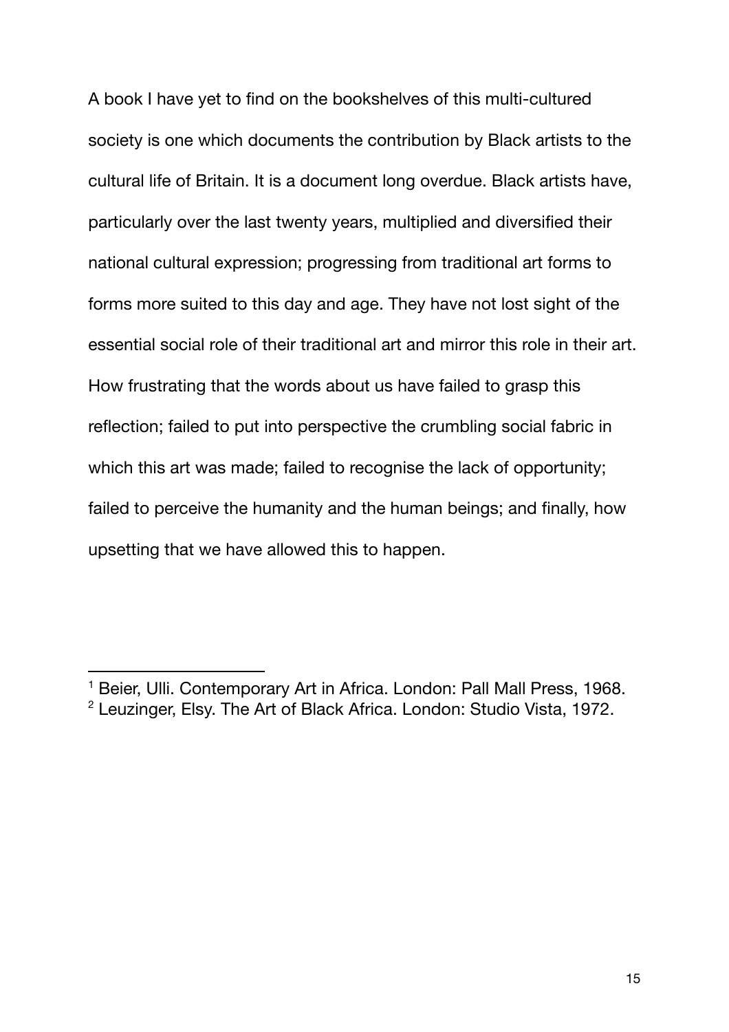A book I have yet to find on the bookshelves of this multi-cultured society is one which documents the contribution by Black artists to the cultural life of Britain. It is a document long overdue. Black artists have, particularly over the last twenty years, multiplied and diversified their national cultural expression; progressing from traditional art forms to forms more suited to this day and age. They have not lost sight of the essential social role of their traditional art and mirror this role in their art. How frustrating that the words about us have failed to grasp this reflection; failed to put into perspective the crumbling social fabric in which this art was made; failed to recognise the lack of opportunity; failed to perceive the humanity and the human beings; and finally, how upsetting that we have allowed this to happen.

---

[1] Beier, Ulli. Contemporary Art in Africa. London: Pall Mall Press, 1968.

[2] Leuzinger, Elsy. The Art of Black Africa. London: Studio Vista, 1972.